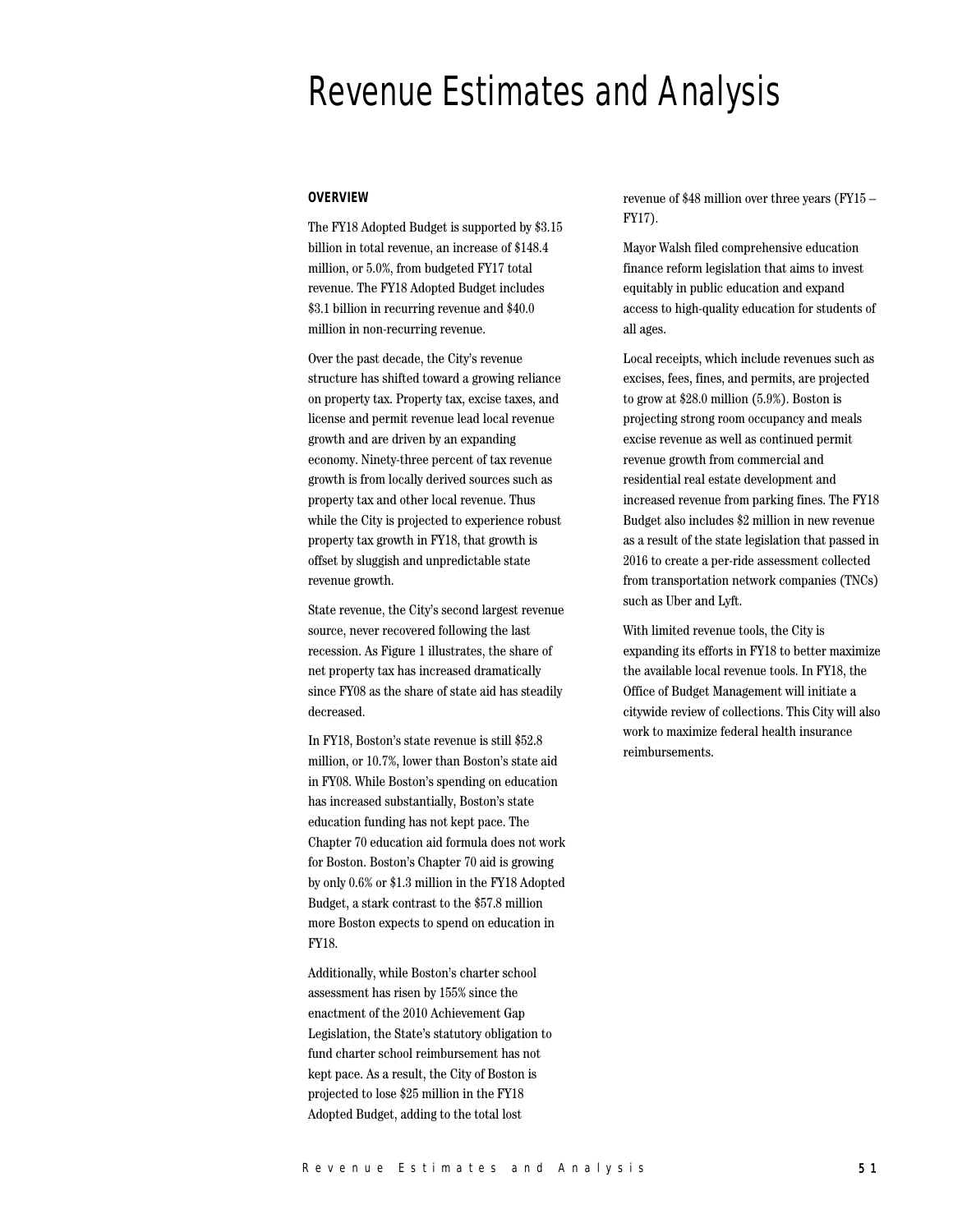# Revenue Estimates and Analysis

## OVERVIEW

The FY18 Adopted Budget is supported by $3.15 billion in total revenue, an increase of $148.4 million, or 5.0%, from budgeted FY17 total revenue. The FY18 Adopted Budget includes $3.1 billion in recurring revenue and $40.0 million in non-recurring revenue.

Over the past decade, the City's revenue structure has shifted toward a growing reliance on property tax. Property tax, excise taxes, and license and permit revenue lead local revenue growth and are driven by an expanding economy. Ninety-three percent of tax revenue growth is from locally derived sources such as property tax and other local revenue. Thus while the City is projected to experience robust property tax growth in FY18, that growth is offset by sluggish and unpredictable state revenue growth.

State revenue, the City's second largest revenue source, never recovered following the last recession. As Figure 1 illustrates, the share of net property tax has increased dramatically since FY08 as the share of state aid has steadily decreased.

In FY18, Boston's state revenue is still $52.8 million, or 10.7%, lower than Boston's state aid in FY08. While Boston's spending on education has increased substantially, Boston's state education funding has not kept pace. The Chapter 70 education aid formula does not work for Boston. Boston's Chapter 70 aid is growing by only 0.6% or $1.3 million in the FY18 Adopted Budget, a stark contrast to the $57.8 million more Boston expects to spend on education in FY18.

Additionally, while Boston's charter school assessment has risen by 155% since the enactment of the 2010 Achievement Gap Legislation, the State's statutory obligation to fund charter school reimbursement has not kept pace. As a result, the City of Boston is projected to lose $25 million in the FY18 Adopted Budget, adding to the total lost revenue of $48 million over three years (FY15 – FY17).

Mayor Walsh filed comprehensive education finance reform legislation that aims to invest equitably in public education and expand access to high-quality education for students of all ages.

Local receipts, which include revenues such as excises, fees, fines, and permits, are projected to grow at $28.0 million (5.9%). Boston is projecting strong room occupancy and meals excise revenue as well as continued permit revenue growth from commercial and residential real estate development and increased revenue from parking fines. The FY18 Budget also includes $2 million in new revenue as a result of the state legislation that passed in 2016 to create a per-ride assessment collected from transportation network companies (TNCs) such as Uber and Lyft.

With limited revenue tools, the City is expanding its efforts in FY18 to better maximize the available local revenue tools. In FY18, the Office of Budget Management will initiate a citywide review of collections. This City will also work to maximize federal health insurance reimbursements.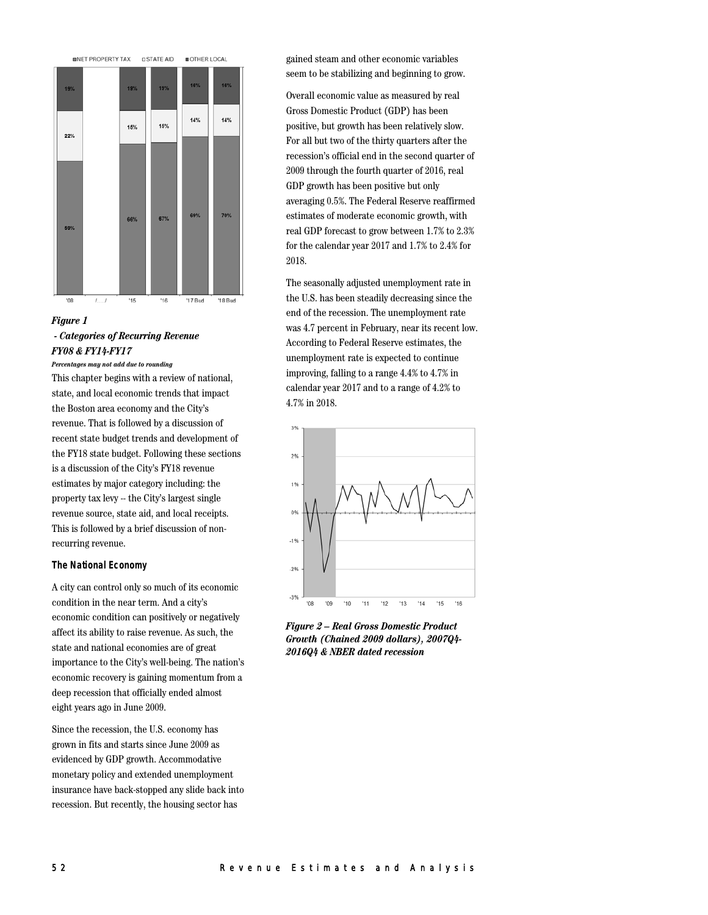*Figure 1*
***- Categories of Recurring Revenue FY08 & FY14-FY17***
***Percentages may not add due to rounding***

This chapter begins with a review of national, state, and local economic trends that impact the Boston area economy and the City's revenue. That is followed by a discussion of recent state budget trends and development of the FY18 state budget. Following these sections is a discussion of the City's FY18 revenue estimates by major category including: the property tax levy -- the City's largest single revenue source, state aid, and local receipts. This is followed by a brief discussion of non-recurring revenue.

### The National Economy

A city can control only so much of its economic condition in the near term. And a city's economic condition can positively or negatively affect its ability to raise revenue. As such, the state and national economies are of great importance to the City's well-being. The nation's economic recovery is gaining momentum from a deep recession that officially ended almost eight years ago in June 2009.

Since the recession, the U.S. economy has grown in fits and starts since June 2009 as evidenced by GDP growth. Accommodative monetary policy and extended unemployment insurance have back-stopped any slide back into recession. But recently, the housing sector has gained steam and other economic variables seem to be stabilizing and beginning to grow.

Overall economic value as measured by real Gross Domestic Product (GDP) has been positive, but growth has been relatively slow. For all but two of the thirty quarters after the recession's official end in the second quarter of 2009 through the fourth quarter of 2016, real GDP growth has been positive but only averaging 0.5%. The Federal Reserve reaffirmed estimates of moderate economic growth, with real GDP forecast to grow between 1.7% to 2.3% for the calendar year 2017 and 1.7% to 2.4% for 2018.

The seasonally adjusted unemployment rate in the U.S. has been steadily decreasing since the end of the recession. The unemployment rate was 4.7 percent in February, near its recent low. According to Federal Reserve estimates, the unemployment rate is expected to continue improving, falling to a range 4.4% to 4.7% in calendar year 2017 and to a range of 4.2% to 4.7% in 2018.

***Figure 2 – Real Gross Domestic Product Growth (Chained 2009 dollars), 2007Q4-2016Q4 & NBER dated recession***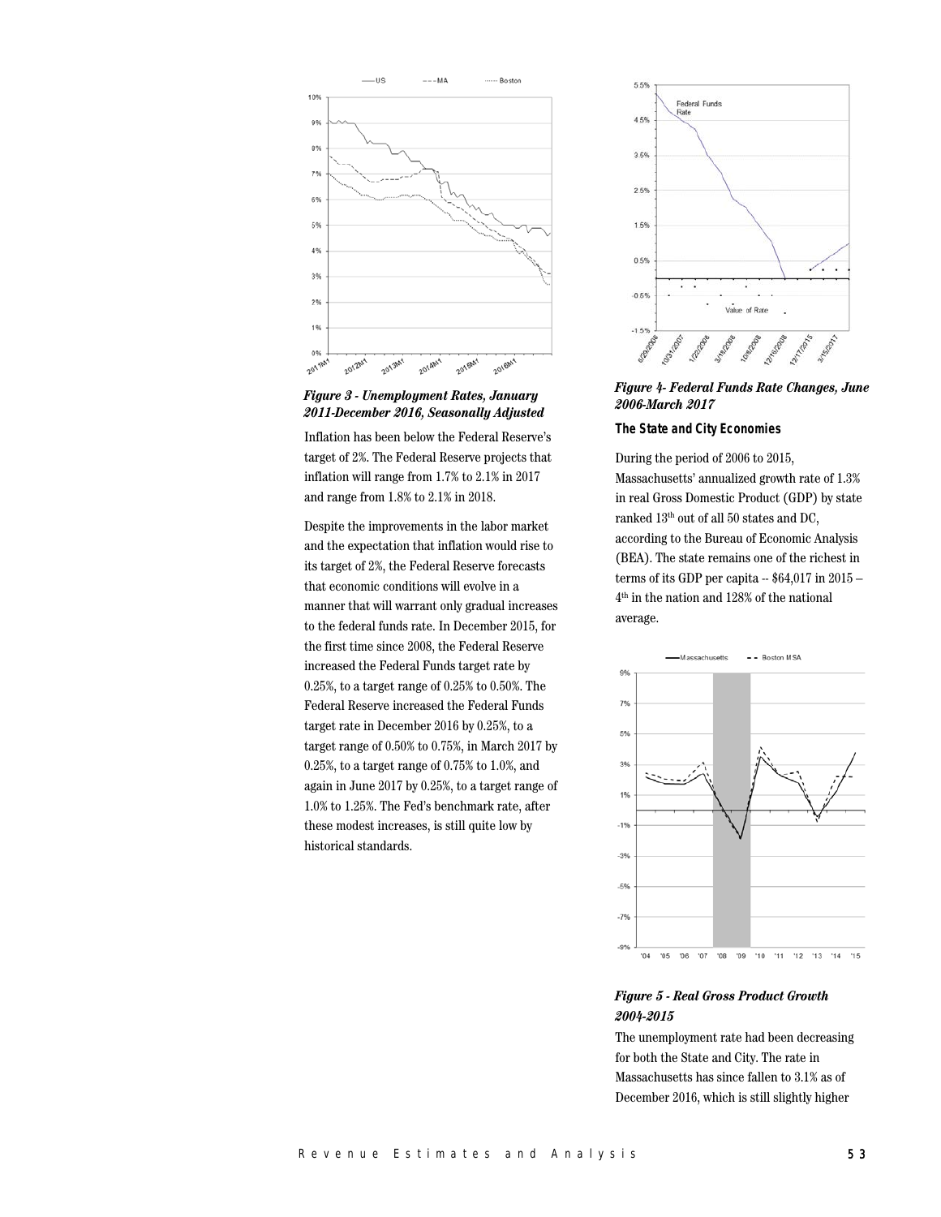*Figure 3 - Unemployment Rates, January 2011-December 2016, Seasonally Adjusted*

Inflation has been below the Federal Reserve's target of 2%. The Federal Reserve projects that inflation will range from 1.7% to 2.1% in 2017 and range from 1.8% to 2.1% in 2018.

Despite the improvements in the labor market and the expectation that inflation would rise to its target of 2%, the Federal Reserve forecasts that economic conditions will evolve in a manner that will warrant only gradual increases to the federal funds rate. In December 2015, for the first time since 2008, the Federal Reserve increased the Federal Funds target rate by 0.25%, to a target range of 0.25% to 0.50%. The Federal Reserve increased the Federal Funds target rate in December 2016 by 0.25%, to a target range of 0.50% to 0.75%, in March 2017 by 0.25%, to a target range of 0.75% to 1.0%, and again in June 2017 by 0.25%, to a target range of 1.0% to 1.25%. The Fed's benchmark rate, after these modest increases, is still quite low by historical standards.

*Figure 4- Federal Funds Rate Changes, June 2006-March 2017*

### The State and City Economies

During the period of 2006 to 2015, Massachusetts' annualized growth rate of 1.3% in real Gross Domestic Product (GDP) by state ranked 13th out of all 50 states and DC, according to the Bureau of Economic Analysis (BEA). The state remains one of the richest in terms of its GDP per capita -- $64,017 in 2015 – 4th in the nation and 128% of the national average.

*Figure 5 - Real Gross Product Growth 2004-2015*

The unemployment rate had been decreasing for both the State and City. The rate in Massachusetts has since fallen to 3.1% as of December 2016, which is still slightly higher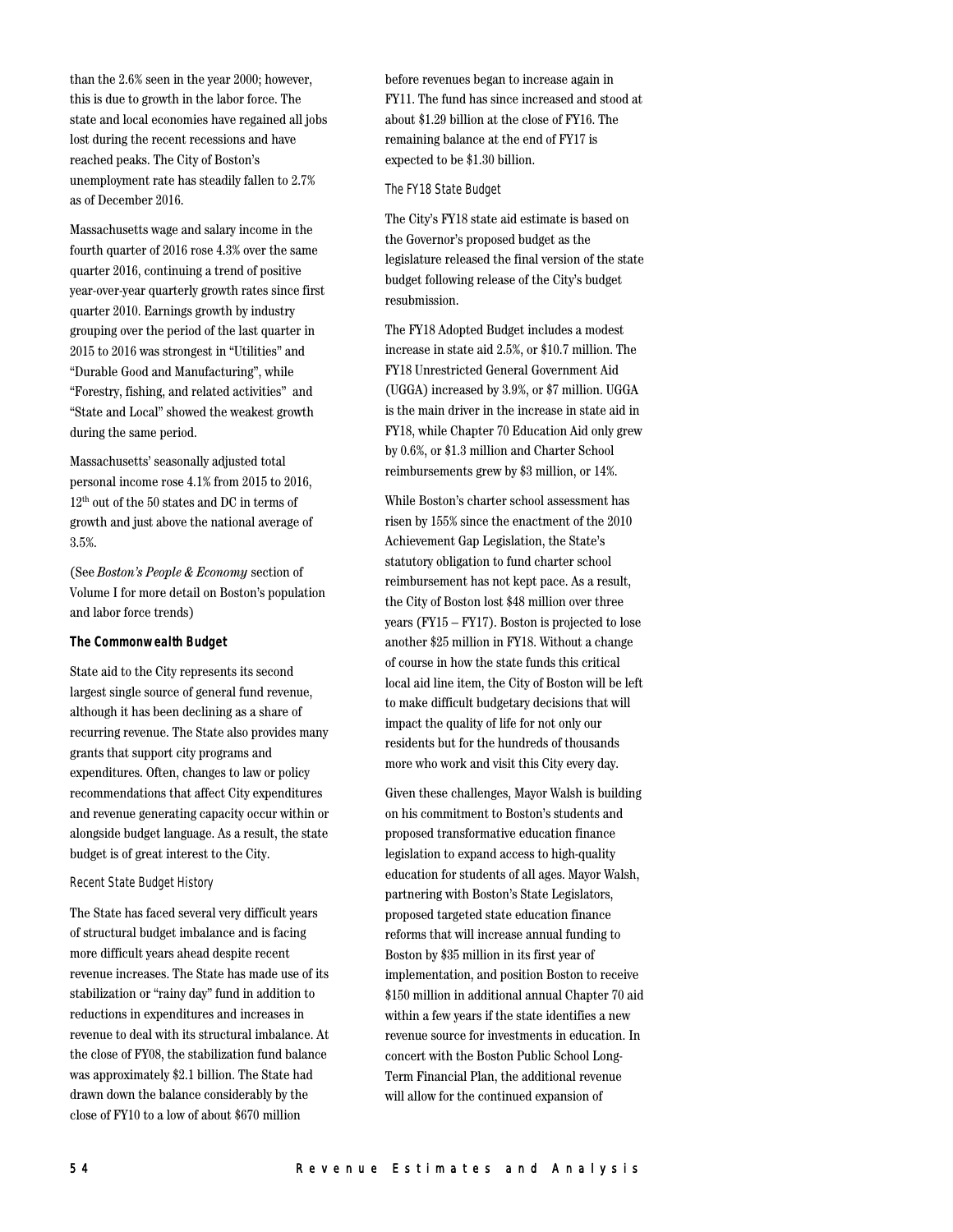than the 2.6% seen in the year 2000; however, this is due to growth in the labor force. The state and local economies have regained all jobs lost during the recent recessions and have reached peaks. The City of Boston's unemployment rate has steadily fallen to 2.7% as of December 2016.

Massachusetts wage and salary income in the fourth quarter of 2016 rose 4.3% over the same quarter 2016, continuing a trend of positive year-over-year quarterly growth rates since first quarter 2010. Earnings growth by industry grouping over the period of the last quarter in 2015 to 2016 was strongest in "Utilities" and "Durable Good and Manufacturing", while "Forestry, fishing, and related activities" and "State and Local" showed the weakest growth during the same period.

Massachusetts' seasonally adjusted total personal income rose 4.1% from 2015 to 2016, 12th out of the 50 states and DC in terms of growth and just above the national average of 3.5%.

(See *Boston's People & Economy* section of Volume I for more detail on Boston's population and labor force trends)

### The Commonwealth Budget

State aid to the City represents its second largest single source of general fund revenue, although it has been declining as a share of recurring revenue. The State also provides many grants that support city programs and expenditures. Often, changes to law or policy recommendations that affect City expenditures and revenue generating capacity occur within or alongside budget language. As a result, the state budget is of great interest to the City.

#### Recent State Budget History

The State has faced several very difficult years of structural budget imbalance and is facing more difficult years ahead despite recent revenue increases. The State has made use of its stabilization or "rainy day" fund in addition to reductions in expenditures and increases in revenue to deal with its structural imbalance. At the close of FY08, the stabilization fund balance was approximately $2.1 billion. The State had drawn down the balance considerably by the close of FY10 to a low of about $670 million before revenues began to increase again in FY11. The fund has since increased and stood at about $1.29 billion at the close of FY16. The remaining balance at the end of FY17 is expected to be $1.30 billion.

#### The FY18 State Budget

The City's FY18 state aid estimate is based on the Governor's proposed budget as the legislature released the final version of the state budget following release of the City's budget resubmission.

The FY18 Adopted Budget includes a modest increase in state aid 2.5%, or $10.7 million. The FY18 Unrestricted General Government Aid (UGGA) increased by 3.9%, or $7 million. UGGA is the main driver in the increase in state aid in FY18, while Chapter 70 Education Aid only grew by 0.6%, or $1.3 million and Charter School reimbursements grew by $3 million, or 14%.

While Boston's charter school assessment has risen by 155% since the enactment of the 2010 Achievement Gap Legislation, the State's statutory obligation to fund charter school reimbursement has not kept pace. As a result, the City of Boston lost $48 million over three years (FY15 – FY17). Boston is projected to lose another $25 million in FY18. Without a change of course in how the state funds this critical local aid line item, the City of Boston will be left to make difficult budgetary decisions that will impact the quality of life for not only our residents but for the hundreds of thousands more who work and visit this City every day.

Given these challenges, Mayor Walsh is building on his commitment to Boston's students and proposed transformative education finance legislation to expand access to high-quality education for students of all ages. Mayor Walsh, partnering with Boston's State Legislators, proposed targeted state education finance reforms that will increase annual funding to Boston by $35 million in its first year of implementation, and position Boston to receive $150 million in additional annual Chapter 70 aid within a few years if the state identifies a new revenue source for investments in education. In concert with the Boston Public School Long-Term Financial Plan, the additional revenue will allow for the continued expansion of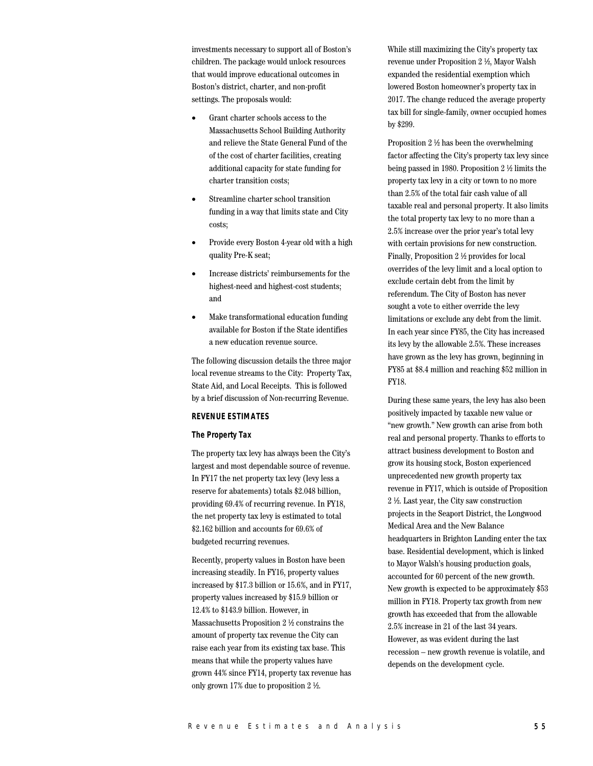investments necessary to support all of Boston's children. The package would unlock resources that would improve educational outcomes in Boston's district, charter, and non-profit settings. The proposals would:

- Grant charter schools access to the Massachusetts School Building Authority and relieve the State General Fund of the of the cost of charter facilities, creating additional capacity for state funding for charter transition costs;
- Streamline charter school transition funding in a way that limits state and City costs;
- Provide every Boston 4-year old with a high quality Pre-K seat;
- Increase districts' reimbursements for the highest-need and highest-cost students; and
- Make transformational education funding available for Boston if the State identifies a new education revenue source.

The following discussion details the three major local revenue streams to the City: Property Tax, State Aid, and Local Receipts. This is followed by a brief discussion of Non-recurring Revenue.

## REVENUE ESTIMATES

### The Property Tax

The property tax levy has always been the City's largest and most dependable source of revenue. In FY17 the net property tax levy (levy less a reserve for abatements) totals $2.048 billion, providing 69.4% of recurring revenue. In FY18, the net property tax levy is estimated to total $2.162 billion and accounts for 69.6% of budgeted recurring revenues.

Recently, property values in Boston have been increasing steadily. In FY16, property values increased by $17.3 billion or 15.6%, and in FY17, property values increased by $15.9 billion or 12.4% to $143.9 billion. However, in Massachusetts Proposition 2 ½ constrains the amount of property tax revenue the City can raise each year from its existing tax base. This means that while the property values have grown 44% since FY14, property tax revenue has only grown 17% due to proposition 2 ½.

While still maximizing the City's property tax revenue under Proposition 2 ½, Mayor Walsh expanded the residential exemption which lowered Boston homeowner's property tax in 2017. The change reduced the average property tax bill for single-family, owner occupied homes by $299.

Proposition 2 ½ has been the overwhelming factor affecting the City's property tax levy since being passed in 1980. Proposition 2 ½ limits the property tax levy in a city or town to no more than 2.5% of the total fair cash value of all taxable real and personal property. It also limits the total property tax levy to no more than a 2.5% increase over the prior year's total levy with certain provisions for new construction. Finally, Proposition 2 ½ provides for local overrides of the levy limit and a local option to exclude certain debt from the limit by referendum. The City of Boston has never sought a vote to either override the levy limitations or exclude any debt from the limit. In each year since FY85, the City has increased its levy by the allowable 2.5%. These increases have grown as the levy has grown, beginning in FY85 at $8.4 million and reaching $52 million in FY18.

During these same years, the levy has also been positively impacted by taxable new value or "new growth." New growth can arise from both real and personal property. Thanks to efforts to attract business development to Boston and grow its housing stock, Boston experienced unprecedented new growth property tax revenue in FY17, which is outside of Proposition 2 ½. Last year, the City saw construction projects in the Seaport District, the Longwood Medical Area and the New Balance headquarters in Brighton Landing enter the tax base. Residential development, which is linked to Mayor Walsh's housing production goals, accounted for 60 percent of the new growth. New growth is expected to be approximately $53 million in FY18. Property tax growth from new growth has exceeded that from the allowable 2.5% increase in 21 of the last 34 years. However, as was evident during the last recession – new growth revenue is volatile, and depends on the development cycle.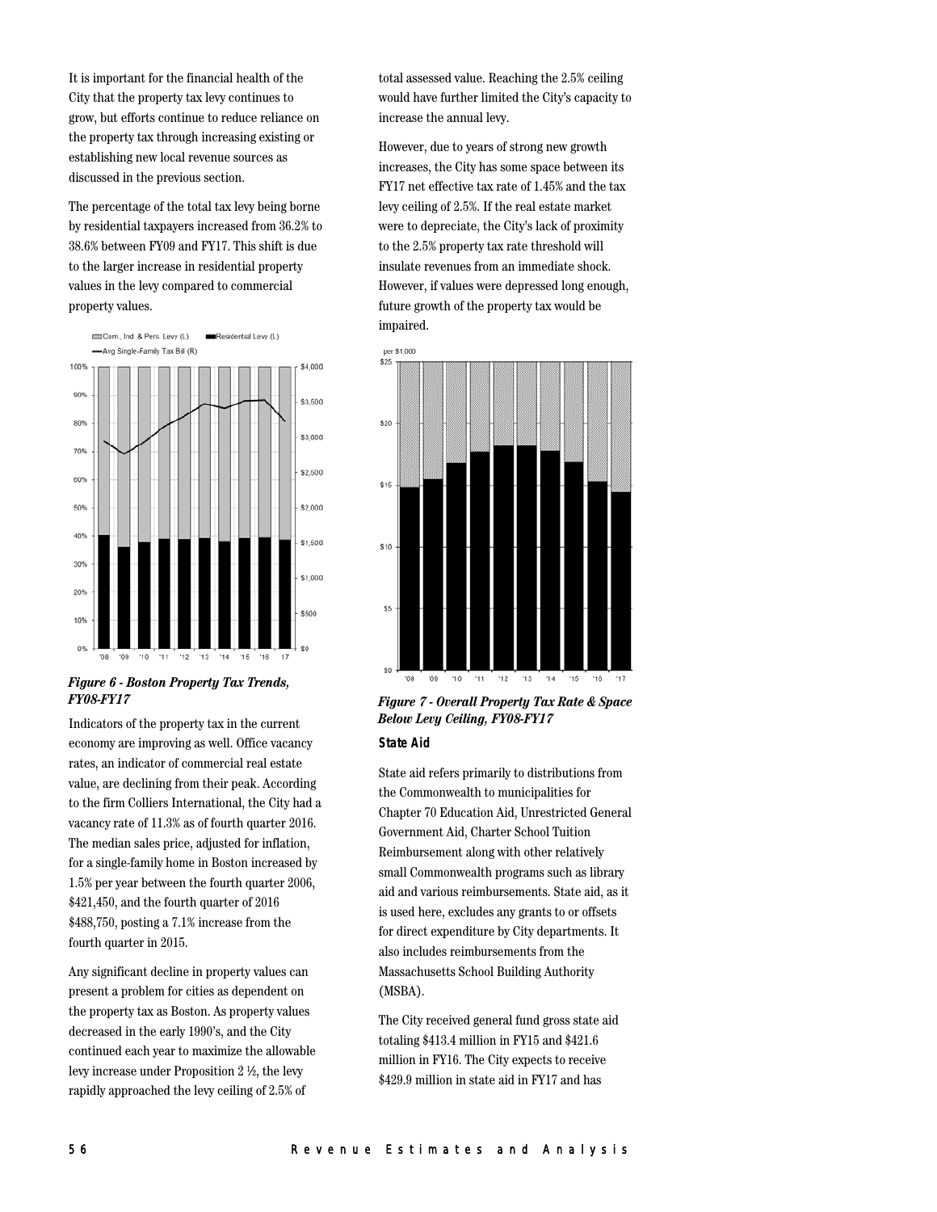It is important for the financial health of the City that the property tax levy continues to grow, but efforts continue to reduce reliance on the property tax through increasing existing or establishing new local revenue sources as discussed in the previous section.

The percentage of the total tax levy being borne by residential taxpayers increased from 36.2% to 38.6% between FY09 and FY17. This shift is due to the larger increase in residential property values in the levy compared to commercial property values.

***Figure 6 - Boston Property Tax Trends, FY08-FY17***

Indicators of the property tax in the current economy are improving as well. Office vacancy rates, an indicator of commercial real estate value, are declining from their peak. According to the firm Colliers International, the City had a vacancy rate of 11.3% as of fourth quarter 2016. The median sales price, adjusted for inflation, for a single-family home in Boston increased by 1.5% per year between the fourth quarter 2006, $421,450, and the fourth quarter of 2016 $488,750, posting a 7.1% increase from the fourth quarter in 2015.

Any significant decline in property values can present a problem for cities as dependent on the property tax as Boston. As property values decreased in the early 1990's, and the City continued each year to maximize the allowable levy increase under Proposition 2 ½, the levy rapidly approached the levy ceiling of 2.5% of total assessed value. Reaching the 2.5% ceiling would have further limited the City's capacity to increase the annual levy.

However, due to years of strong new growth increases, the City has some space between its FY17 net effective tax rate of 1.45% and the tax levy ceiling of 2.5%. If the real estate market were to depreciate, the City's lack of proximity to the 2.5% property tax rate threshold will insulate revenues from an immediate shock. However, if values were depressed long enough, future growth of the property tax would be impaired.

***Figure 7 - Overall Property Tax Rate & Space Below Levy Ceiling, FY08-FY17***

### State Aid

State aid refers primarily to distributions from the Commonwealth to municipalities for Chapter 70 Education Aid, Unrestricted General Government Aid, Charter School Tuition Reimbursement along with other relatively small Commonwealth programs such as library aid and various reimbursements. State aid, as it is used here, excludes any grants to or offsets for direct expenditure by City departments. It also includes reimbursements from the Massachusetts School Building Authority (MSBA).

The City received general fund gross state aid totaling $413.4 million in FY15 and $421.6 million in FY16. The City expects to receive $429.9 million in state aid in FY17 and has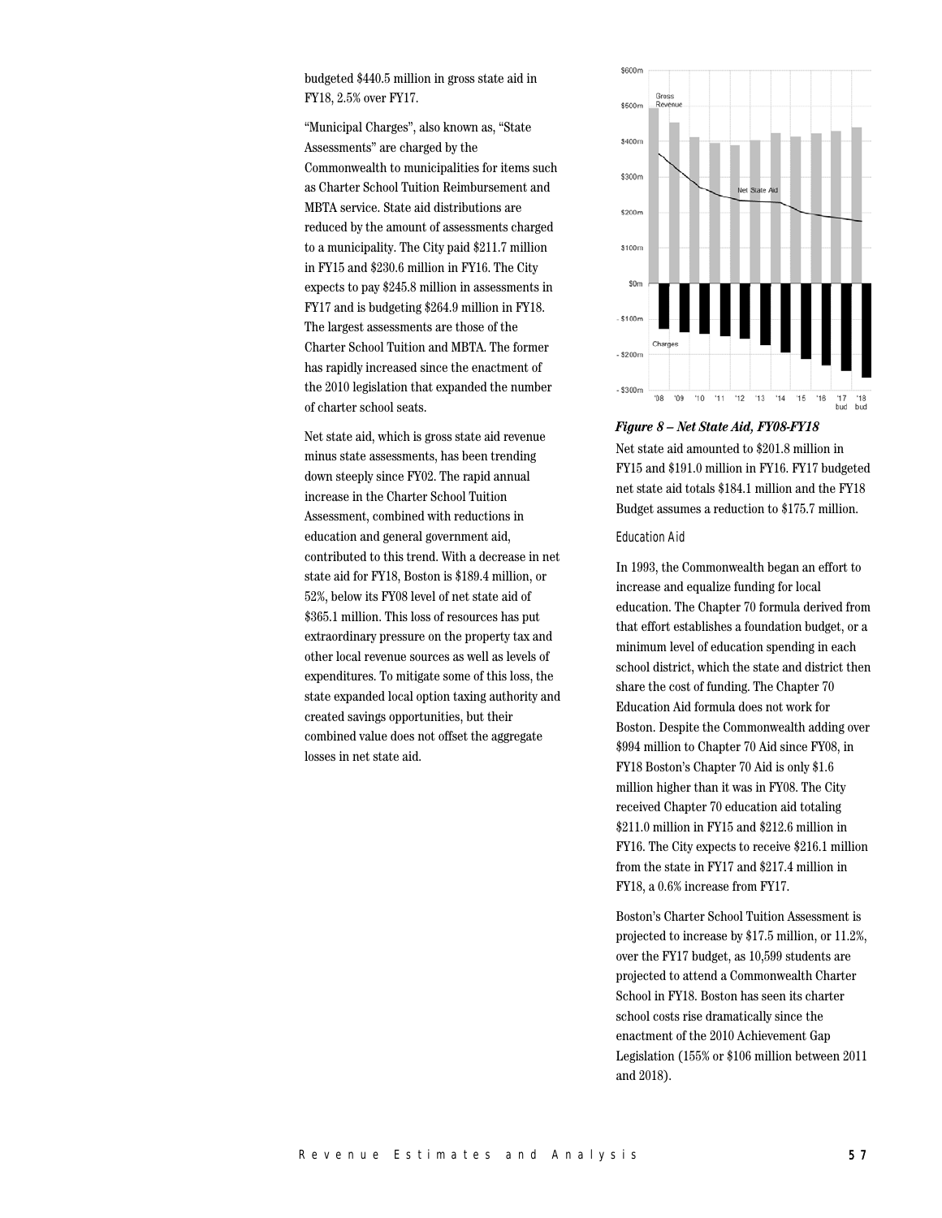budgeted $440.5 million in gross state aid in FY18, 2.5% over FY17.

"Municipal Charges", also known as, "State Assessments" are charged by the Commonwealth to municipalities for items such as Charter School Tuition Reimbursement and MBTA service. State aid distributions are reduced by the amount of assessments charged to a municipality. The City paid $211.7 million in FY15 and $230.6 million in FY16. The City expects to pay $245.8 million in assessments in FY17 and is budgeting $264.9 million in FY18. The largest assessments are those of the Charter School Tuition and MBTA. The former has rapidly increased since the enactment of the 2010 legislation that expanded the number of charter school seats.

Net state aid, which is gross state aid revenue minus state assessments, has been trending down steeply since FY02. The rapid annual increase in the Charter School Tuition Assessment, combined with reductions in education and general government aid, contributed to this trend. With a decrease in net state aid for FY18, Boston is $189.4 million, or 52%, below its FY08 level of net state aid of $365.1 million. This loss of resources has put extraordinary pressure on the property tax and other local revenue sources as well as levels of expenditures. To mitigate some of this loss, the state expanded local option taxing authority and created savings opportunities, but their combined value does not offset the aggregate losses in net state aid.

***Figure 8 – Net State Aid, FY08-FY18***

Net state aid amounted to $201.8 million in FY15 and $191.0 million in FY16. FY17 budgeted net state aid totals $184.1 million and the FY18 Budget assumes a reduction to $175.7 million.

### Education Aid

In 1993, the Commonwealth began an effort to increase and equalize funding for local education. The Chapter 70 formula derived from that effort establishes a foundation budget, or a minimum level of education spending in each school district, which the state and district then share the cost of funding. The Chapter 70 Education Aid formula does not work for Boston. Despite the Commonwealth adding over $994 million to Chapter 70 Aid since FY08, in FY18 Boston's Chapter 70 Aid is only $1.6 million higher than it was in FY08. The City received Chapter 70 education aid totaling $211.0 million in FY15 and $212.6 million in FY16. The City expects to receive $216.1 million from the state in FY17 and $217.4 million in FY18, a 0.6% increase from FY17.

Boston's Charter School Tuition Assessment is projected to increase by $17.5 million, or 11.2%, over the FY17 budget, as 10,599 students are projected to attend a Commonwealth Charter School in FY18. Boston has seen its charter school costs rise dramatically since the enactment of the 2010 Achievement Gap Legislation (155% or $106 million between 2011 and 2018).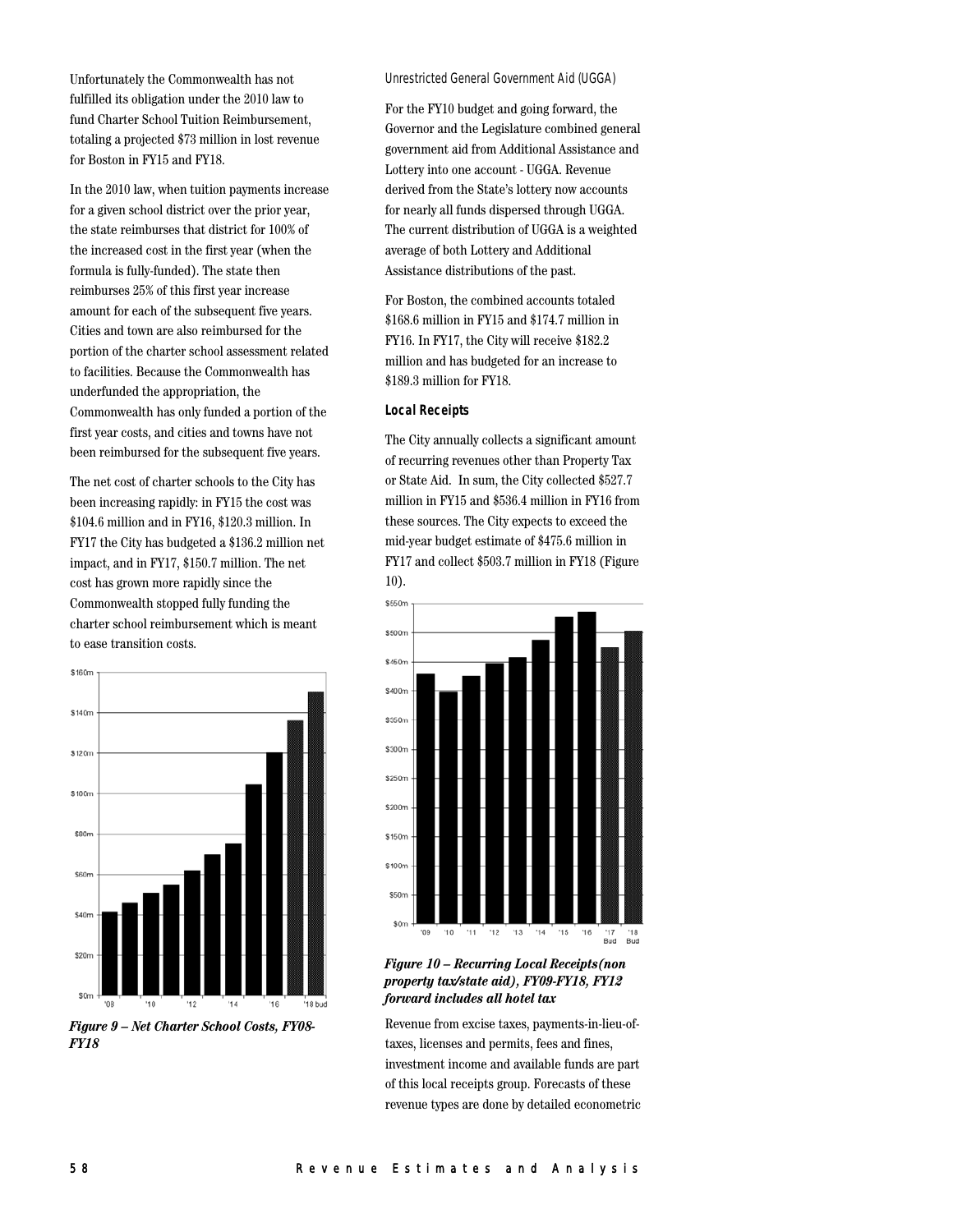Unfortunately the Commonwealth has not fulfilled its obligation under the 2010 law to fund Charter School Tuition Reimbursement, totaling a projected $73 million in lost revenue for Boston in FY15 and FY18.

In the 2010 law, when tuition payments increase for a given school district over the prior year, the state reimburses that district for 100% of the increased cost in the first year (when the formula is fully-funded). The state then reimburses 25% of this first year increase amount for each of the subsequent five years. Cities and town are also reimbursed for the portion of the charter school assessment related to facilities. Because the Commonwealth has underfunded the appropriation, the Commonwealth has only funded a portion of the first year costs, and cities and towns have not been reimbursed for the subsequent five years.

The net cost of charter schools to the City has been increasing rapidly: in FY15 the cost was $104.6 million and in FY16, $120.3 million. In FY17 the City has budgeted a $136.2 million net impact, and in FY17, $150.7 million. The net cost has grown more rapidly since the Commonwealth stopped fully funding the charter school reimbursement which is meant to ease transition costs.

*Figure 9 – Net Charter School Costs, FY08-FY18*

Unrestricted General Government Aid (UGGA)

For the FY10 budget and going forward, the Governor and the Legislature combined general government aid from Additional Assistance and Lottery into one account - UGGA. Revenue derived from the State's lottery now accounts for nearly all funds dispersed through UGGA. The current distribution of UGGA is a weighted average of both Lottery and Additional Assistance distributions of the past.

For Boston, the combined accounts totaled $168.6 million in FY15 and $174.7 million in FY16. In FY17, the City will receive $182.2 million and has budgeted for an increase to $189.3 million for FY18.

**Local Receipts**

The City annually collects a significant amount of recurring revenues other than Property Tax or State Aid. In sum, the City collected $527.7 million in FY15 and $536.4 million in FY16 from these sources. The City expects to exceed the mid-year budget estimate of $475.6 million in FY17 and collect $503.7 million in FY18 (Figure 10).

*Figure 10 – Recurring Local Receipts(non property tax/state aid), FY09-FY18, FY12 forward includes all hotel tax*

Revenue from excise taxes, payments-in-lieu-of-taxes, licenses and permits, fees and fines, investment income and available funds are part of this local receipts group. Forecasts of these revenue types are done by detailed econometric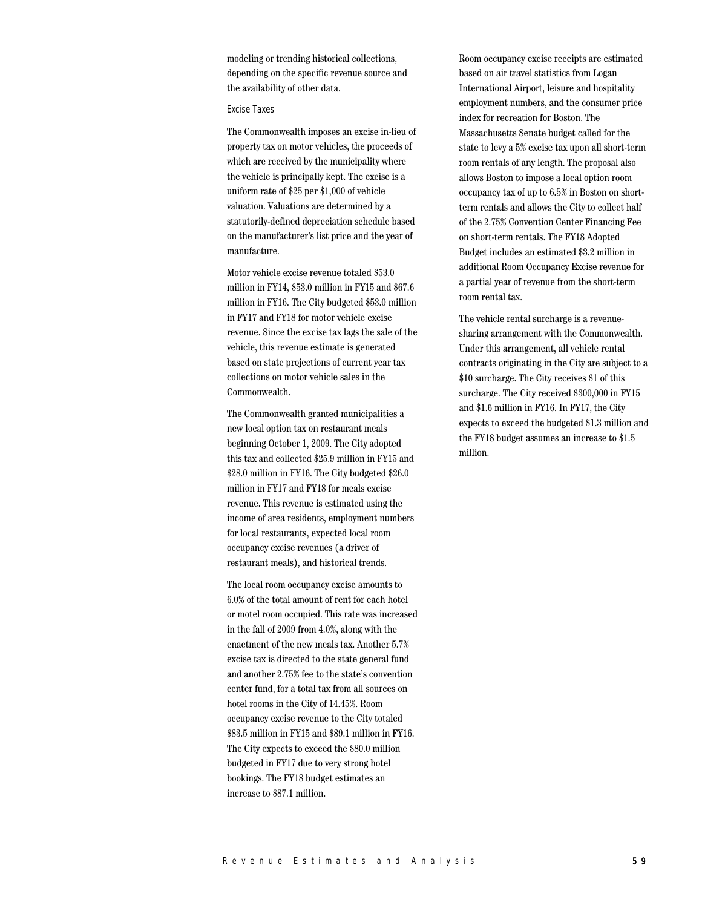modeling or trending historical collections, depending on the specific revenue source and the availability of other data.

### Excise Taxes

The Commonwealth imposes an excise in-lieu of property tax on motor vehicles, the proceeds of which are received by the municipality where the vehicle is principally kept. The excise is a uniform rate of $25 per $1,000 of vehicle valuation. Valuations are determined by a statutorily-defined depreciation schedule based on the manufacturer's list price and the year of manufacture.

Motor vehicle excise revenue totaled $53.0 million in FY14, $53.0 million in FY15 and $67.6 million in FY16. The City budgeted $53.0 million in FY17 and FY18 for motor vehicle excise revenue. Since the excise tax lags the sale of the vehicle, this revenue estimate is generated based on state projections of current year tax collections on motor vehicle sales in the Commonwealth.

The Commonwealth granted municipalities a new local option tax on restaurant meals beginning October 1, 2009. The City adopted this tax and collected $25.9 million in FY15 and $28.0 million in FY16. The City budgeted $26.0 million in FY17 and FY18 for meals excise revenue. This revenue is estimated using the income of area residents, employment numbers for local restaurants, expected local room occupancy excise revenues (a driver of restaurant meals), and historical trends.

The local room occupancy excise amounts to 6.0% of the total amount of rent for each hotel or motel room occupied. This rate was increased in the fall of 2009 from 4.0%, along with the enactment of the new meals tax. Another 5.7% excise tax is directed to the state general fund and another 2.75% fee to the state's convention center fund, for a total tax from all sources on hotel rooms in the City of 14.45%. Room occupancy excise revenue to the City totaled $83.5 million in FY15 and $89.1 million in FY16. The City expects to exceed the $80.0 million budgeted in FY17 due to very strong hotel bookings. The FY18 budget estimates an increase to $87.1 million.

Room occupancy excise receipts are estimated based on air travel statistics from Logan International Airport, leisure and hospitality employment numbers, and the consumer price index for recreation for Boston. The Massachusetts Senate budget called for the state to levy a 5% excise tax upon all short-term room rentals of any length. The proposal also allows Boston to impose a local option room occupancy tax of up to 6.5% in Boston on short-term rentals and allows the City to collect half of the 2.75% Convention Center Financing Fee on short-term rentals. The FY18 Adopted Budget includes an estimated $3.2 million in additional Room Occupancy Excise revenue for a partial year of revenue from the short-term room rental tax.

The vehicle rental surcharge is a revenue-sharing arrangement with the Commonwealth. Under this arrangement, all vehicle rental contracts originating in the City are subject to a $10 surcharge. The City receives $1 of this surcharge. The City received $300,000 in FY15 and $1.6 million in FY16. In FY17, the City expects to exceed the budgeted $1.3 million and the FY18 budget assumes an increase to $1.5 million.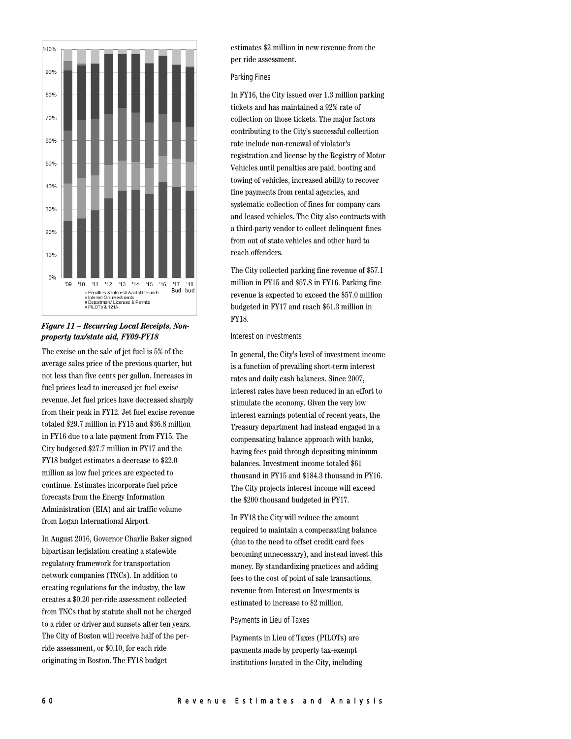*Figure 11 – Recurring Local Receipts, Non-property tax/state aid, FY09-FY18*

The excise on the sale of jet fuel is 5% of the average sales price of the previous quarter, but not less than five cents per gallon. Increases in fuel prices lead to increased jet fuel excise revenue. Jet fuel prices have decreased sharply from their peak in FY12. Jet fuel excise revenue totaled $29.7 million in FY15 and $36.8 million in FY16 due to a late payment from FY15. The City budgeted $27.7 million in FY17 and the FY18 budget estimates a decrease to $22.0 million as low fuel prices are expected to continue. Estimates incorporate fuel price forecasts from the Energy Information Administration (EIA) and air traffic volume from Logan International Airport.

In August 2016, Governor Charlie Baker signed bipartisan legislation creating a statewide regulatory framework for transportation network companies (TNCs). In addition to creating regulations for the industry, the law creates a $0.20 per-ride assessment collected from TNCs that by statute shall not be charged to a rider or driver and sunsets after ten years. The City of Boston will receive half of the per-ride assessment, or $0.10, for each ride originating in Boston. The FY18 budget estimates $2 million in new revenue from the per ride assessment.

### Parking Fines

In FY16, the City issued over 1.3 million parking tickets and has maintained a 92% rate of collection on those tickets. The major factors contributing to the City's successful collection rate include non-renewal of violator's registration and license by the Registry of Motor Vehicles until penalties are paid, booting and towing of vehicles, increased ability to recover fine payments from rental agencies, and systematic collection of fines for company cars and leased vehicles. The City also contracts with a third-party vendor to collect delinquent fines from out of state vehicles and other hard to reach offenders.

The City collected parking fine revenue of $57.1 million in FY15 and $57.8 in FY16. Parking fine revenue is expected to exceed the $57.0 million budgeted in FY17 and reach $61.3 million in FY18.

### Interest on Investments

In general, the City's level of investment income is a function of prevailing short-term interest rates and daily cash balances. Since 2007, interest rates have been reduced in an effort to stimulate the economy. Given the very low interest earnings potential of recent years, the Treasury department had instead engaged in a compensating balance approach with banks, having fees paid through depositing minimum balances. Investment income totaled $61 thousand in FY15 and $184.3 thousand in FY16. The City projects interest income will exceed the $200 thousand budgeted in FY17.

In FY18 the City will reduce the amount required to maintain a compensating balance (due to the need to offset credit card fees becoming unnecessary), and instead invest this money. By standardizing practices and adding fees to the cost of point of sale transactions, revenue from Interest on Investments is estimated to increase to $2 million.

### Payments in Lieu of Taxes

Payments in Lieu of Taxes (PILOTs) are payments made by property tax-exempt institutions located in the City, including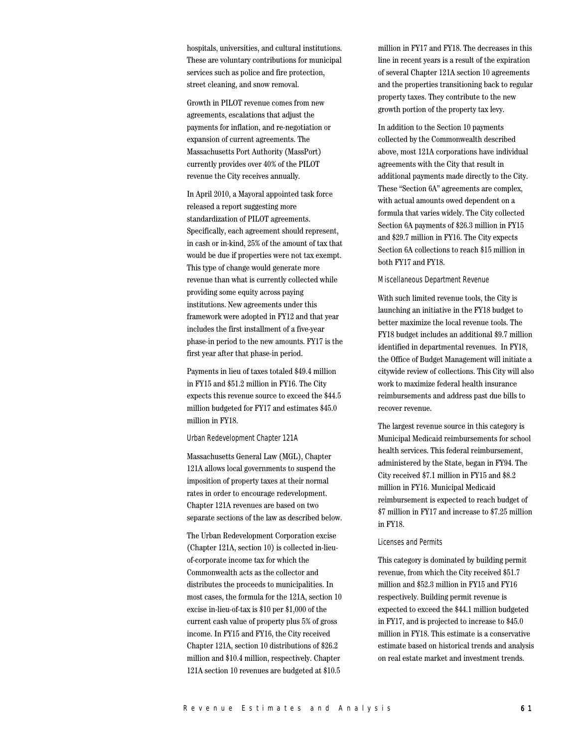hospitals, universities, and cultural institutions. These are voluntary contributions for municipal services such as police and fire protection, street cleaning, and snow removal.

Growth in PILOT revenue comes from new agreements, escalations that adjust the payments for inflation, and re-negotiation or expansion of current agreements. The Massachusetts Port Authority (MassPort) currently provides over 40% of the PILOT revenue the City receives annually.

In April 2010, a Mayoral appointed task force released a report suggesting more standardization of PILOT agreements. Specifically, each agreement should represent, in cash or in-kind, 25% of the amount of tax that would be due if properties were not tax exempt. This type of change would generate more revenue than what is currently collected while providing some equity across paying institutions. New agreements under this framework were adopted in FY12 and that year includes the first installment of a five-year phase-in period to the new amounts. FY17 is the first year after that phase-in period.

Payments in lieu of taxes totaled $49.4 million in FY15 and $51.2 million in FY16. The City expects this revenue source to exceed the $44.5 million budgeted for FY17 and estimates $45.0 million in FY18.

### Urban Redevelopment Chapter 121A

Massachusetts General Law (MGL), Chapter 121A allows local governments to suspend the imposition of property taxes at their normal rates in order to encourage redevelopment. Chapter 121A revenues are based on two separate sections of the law as described below.

The Urban Redevelopment Corporation excise (Chapter 121A, section 10) is collected in-lieu-of-corporate income tax for which the Commonwealth acts as the collector and distributes the proceeds to municipalities. In most cases, the formula for the 121A, section 10 excise in-lieu-of-tax is $10 per $1,000 of the current cash value of property plus 5% of gross income. In FY15 and FY16, the City received Chapter 121A, section 10 distributions of $26.2 million and $10.4 million, respectively. Chapter 121A section 10 revenues are budgeted at $10.5 million in FY17 and FY18. The decreases in this line in recent years is a result of the expiration of several Chapter 121A section 10 agreements and the properties transitioning back to regular property taxes. They contribute to the new growth portion of the property tax levy.

In addition to the Section 10 payments collected by the Commonwealth described above, most 121A corporations have individual agreements with the City that result in additional payments made directly to the City. These "Section 6A" agreements are complex, with actual amounts owed dependent on a formula that varies widely. The City collected Section 6A payments of $26.3 million in FY15 and $29.7 million in FY16. The City expects Section 6A collections to reach $15 million in both FY17 and FY18.

### Miscellaneous Department Revenue

With such limited revenue tools, the City is launching an initiative in the FY18 budget to better maximize the local revenue tools. The FY18 budget includes an additional $9.7 million identified in departmental revenues. In FY18, the Office of Budget Management will initiate a citywide review of collections. This City will also work to maximize federal health insurance reimbursements and address past due bills to recover revenue.

The largest revenue source in this category is Municipal Medicaid reimbursements for school health services. This federal reimbursement, administered by the State, began in FY94. The City received $7.1 million in FY15 and $8.2 million in FY16. Municipal Medicaid reimbursement is expected to reach budget of $7 million in FY17 and increase to $7.25 million in FY18.

### Licenses and Permits

This category is dominated by building permit revenue, from which the City received $51.7 million and $52.3 million in FY15 and FY16 respectively. Building permit revenue is expected to exceed the $44.1 million budgeted in FY17, and is projected to increase to $45.0 million in FY18. This estimate is a conservative estimate based on historical trends and analysis on real estate market and investment trends.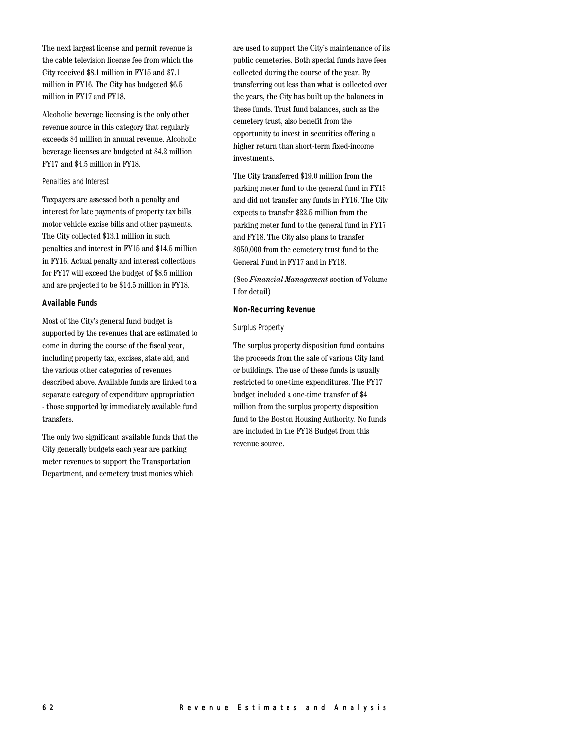The next largest license and permit revenue is the cable television license fee from which the City received $8.1 million in FY15 and $7.1 million in FY16. The City has budgeted $6.5 million in FY17 and FY18.

Alcoholic beverage licensing is the only other revenue source in this category that regularly exceeds $4 million in annual revenue. Alcoholic beverage licenses are budgeted at $4.2 million FY17 and $4.5 million in FY18.

#### Penalties and Interest

Taxpayers are assessed both a penalty and interest for late payments of property tax bills, motor vehicle excise bills and other payments. The City collected $13.1 million in such penalties and interest in FY15 and $14.5 million in FY16. Actual penalty and interest collections for FY17 will exceed the budget of $8.5 million and are projected to be $14.5 million in FY18.

### Available Funds

Most of the City's general fund budget is supported by the revenues that are estimated to come in during the course of the fiscal year, including property tax, excises, state aid, and the various other categories of revenues described above. Available funds are linked to a separate category of expenditure appropriation - those supported by immediately available fund transfers.

The only two significant available funds that the City generally budgets each year are parking meter revenues to support the Transportation Department, and cemetery trust monies which are used to support the City's maintenance of its public cemeteries. Both special funds have fees collected during the course of the year. By transferring out less than what is collected over the years, the City has built up the balances in these funds. Trust fund balances, such as the cemetery trust, also benefit from the opportunity to invest in securities offering a higher return than short-term fixed-income investments.

The City transferred $19.0 million from the parking meter fund to the general fund in FY15 and did not transfer any funds in FY16. The City expects to transfer $22.5 million from the parking meter fund to the general fund in FY17 and FY18. The City also plans to transfer $950,000 from the cemetery trust fund to the General Fund in FY17 and in FY18.

(See *Financial Management* section of Volume I for detail)

### Non-Recurring Revenue

#### Surplus Property

The surplus property disposition fund contains the proceeds from the sale of various City land or buildings. The use of these funds is usually restricted to one-time expenditures. The FY17 budget included a one-time transfer of $4 million from the surplus property disposition fund to the Boston Housing Authority. No funds are included in the FY18 Budget from this revenue source.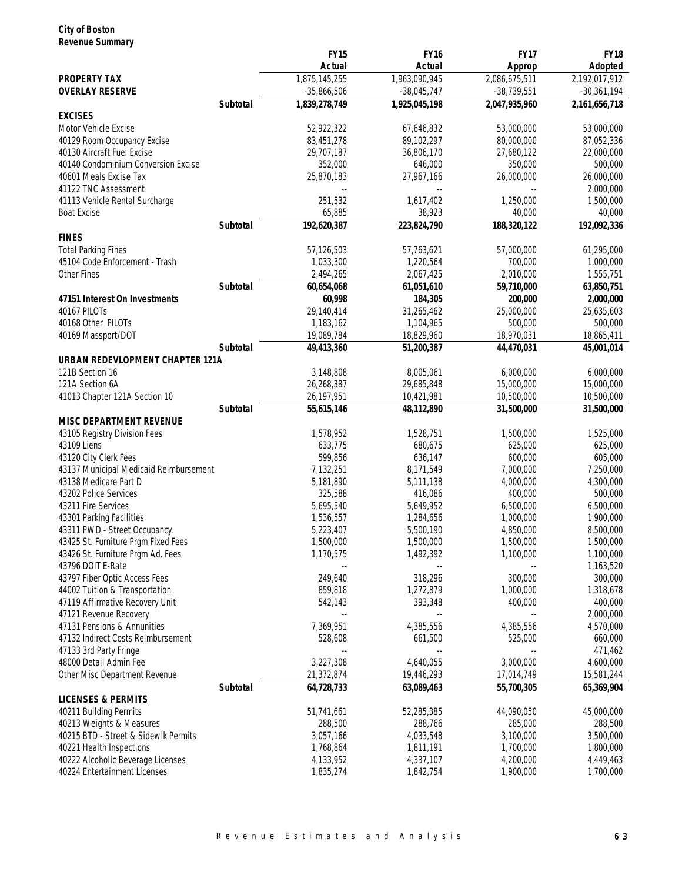**City of Boston**
**Revenue Summary**

| | | FY15 Actual | FY16 Actual | FY17 Approp | FY18 Adopted |
|---|---|---|---|---|---|
| **PROPERTY TAX** | | 1,875,145,255 | 1,963,090,945 | 2,086,675,511 | 2,192,017,912 |
| **OVERLAY RESERVE** | | -35,866,506 | -38,045,747 | -38,739,551 | -30,361,194 |
| | **Subtotal** | **1,839,278,749** | **1,925,045,198** | **2,047,935,960** | **2,161,656,718** |
| **EXCISES** | | | | | |
| Motor Vehicle Excise | | 52,922,322 | 67,646,832 | 53,000,000 | 53,000,000 |
| 40129 Room Occupancy Excise | | 83,451,278 | 89,102,297 | 80,000,000 | 87,052,336 |
| 40130 Aircraft Fuel Excise | | 29,707,187 | 36,806,170 | 27,680,122 | 22,000,000 |
| 40140 Condominium Conversion Excise | | 352,000 | 646,000 | 350,000 | 500,000 |
| 40601 Meals Excise Tax | | 25,870,183 | 27,967,166 | 26,000,000 | 26,000,000 |
| 41122 TNC Assessment | | -- | -- | -- | 2,000,000 |
| 41113 Vehicle Rental Surcharge | | 251,532 | 1,617,402 | 1,250,000 | 1,500,000 |
| Boat Excise | | 65,885 | 38,923 | 40,000 | 40,000 |
| | **Subtotal** | **192,620,387** | **223,824,790** | **188,320,122** | **192,092,336** |
| **FINES** | | | | | |
| Total Parking Fines | | 57,126,503 | 57,763,621 | 57,000,000 | 61,295,000 |
| 45104 Code Enforcement - Trash | | 1,033,300 | 1,220,564 | 700,000 | 1,000,000 |
| Other Fines | | 2,494,265 | 2,067,425 | 2,010,000 | 1,555,751 |
| | **Subtotal** | **60,654,068** | **61,051,610** | **59,710,000** | **63,850,751** |
| **47151 Interest On Investments** | | **60,998** | **184,305** | **200,000** | **2,000,000** |
| 40167 PILOTs | | 29,140,414 | 31,265,462 | 25,000,000 | 25,635,603 |
| 40168 Other PILOTs | | 1,183,162 | 1,104,965 | 500,000 | 500,000 |
| 40169 Massport/DOT | | 19,089,784 | 18,829,960 | 18,970,031 | 18,865,411 |
| | **Subtotal** | **49,413,360** | **51,200,387** | **44,470,031** | **45,001,014** |
| **URBAN REDEVLOPMENT CHAPTER 121A** | | | | | |
| 121B Section 16 | | 3,148,808 | 8,005,061 | 6,000,000 | 6,000,000 |
| 121A Section 6A | | 26,268,387 | 29,685,848 | 15,000,000 | 15,000,000 |
| 41013 Chapter 121A Section 10 | | 26,197,951 | 10,421,981 | 10,500,000 | 10,500,000 |
| | **Subtotal** | **55,615,146** | **48,112,890** | **31,500,000** | **31,500,000** |
| **MISC DEPARTMENT REVENUE** | | | | | |
| 43105 Registry Division Fees | | 1,578,952 | 1,528,751 | 1,500,000 | 1,525,000 |
| 43109 Liens | | 633,775 | 680,675 | 625,000 | 625,000 |
| 43120 City Clerk Fees | | 599,856 | 636,147 | 600,000 | 605,000 |
| 43137 Municipal Medicaid Reimbursement | | 7,132,251 | 8,171,549 | 7,000,000 | 7,250,000 |
| 43138 Medicare Part D | | 5,181,890 | 5,111,138 | 4,000,000 | 4,300,000 |
| 43202 Police Services | | 325,588 | 416,086 | 400,000 | 500,000 |
| 43211 Fire Services | | 5,695,540 | 5,649,952 | 6,500,000 | 6,500,000 |
| 43301 Parking Facilities | | 1,536,557 | 1,284,656 | 1,000,000 | 1,900,000 |
| 43311 PWD - Street Occupancy. | | 5,223,407 | 5,500,190 | 4,850,000 | 8,500,000 |
| 43425 St. Furniture Prgm Fixed Fees | | 1,500,000 | 1,500,000 | 1,500,000 | 1,500,000 |
| 43426 St. Furniture Prgm Ad. Fees | | 1,170,575 | 1,492,392 | 1,100,000 | 1,100,000 |
| 43796 DOIT E-Rate | | -- | -- | -- | 1,163,520 |
| 43797 Fiber Optic Access Fees | | 249,640 | 318,296 | 300,000 | 300,000 |
| 44002 Tuition & Transportation | | 859,818 | 1,272,879 | 1,000,000 | 1,318,678 |
| 47119 Affirmative Recovery Unit | | 542,143 | 393,348 | 400,000 | 400,000 |
| 47121 Revenue Recovery | | -- | -- | -- | 2,000,000 |
| 47131 Pensions & Annunities | | 7,369,951 | 4,385,556 | 4,385,556 | 4,570,000 |
| 47132 Indirect Costs Reimbursement | | 528,608 | 661,500 | 525,000 | 660,000 |
| 47133 3rd Party Fringe | | -- | -- | -- | 471,462 |
| 48000 Detail Admin Fee | | 3,227,308 | 4,640,055 | 3,000,000 | 4,600,000 |
| Other Misc Department Revenue | | 21,372,874 | 19,446,293 | 17,014,749 | 15,581,244 |
| | **Subtotal** | **64,728,733** | **63,089,463** | **55,700,305** | **65,369,904** |
| **LICENSES & PERMITS** | | | | | |
| 40211 Building Permits | | 51,741,661 | 52,285,385 | 44,090,050 | 45,000,000 |
| 40213 Weights & Measures | | 288,500 | 288,766 | 285,000 | 288,500 |
| 40215 BTD - Street & Sidewlk Permits | | 3,057,166 | 4,033,548 | 3,100,000 | 3,500,000 |
| 40221 Health Inspections | | 1,768,864 | 1,811,191 | 1,700,000 | 1,800,000 |
| 40222 Alcoholic Beverage Licenses | | 4,133,952 | 4,337,107 | 4,200,000 | 4,449,463 |
| 40224 Entertainment Licenses | | 1,835,274 | 1,842,754 | 1,900,000 | 1,700,000 |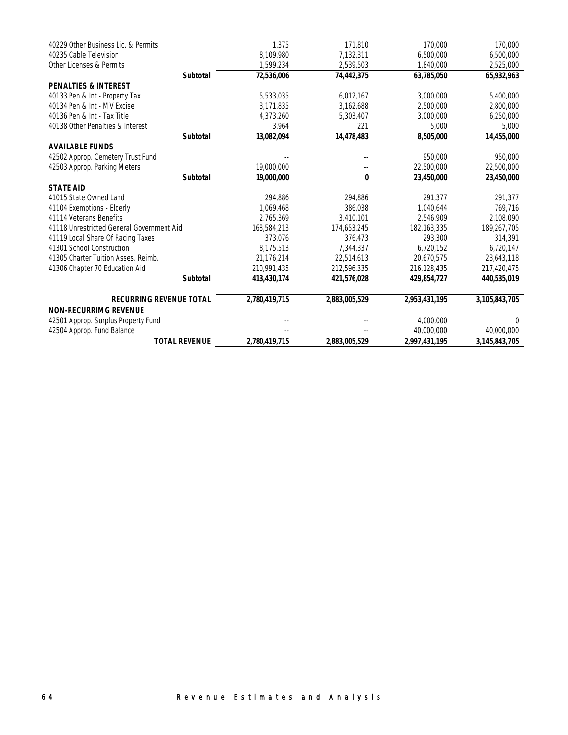| | | | | |
|---|---|---|---|---|
| 40229 Other Business Lic. & Permits | 1,375 | 171,810 | 170,000 | 170,000 |
| 40235 Cable Television | 8,109,980 | 7,132,311 | 6,500,000 | 6,500,000 |
| Other Licenses & Permits | 1,599,234 | 2,539,503 | 1,840,000 | 2,525,000 |
| **Subtotal** | **72,536,006** | **74,442,375** | **63,785,050** | **65,932,963** |
| **PENALTIES & INTEREST** | | | | |
| 40133 Pen & Int - Property Tax | 5,533,035 | 6,012,167 | 3,000,000 | 5,400,000 |
| 40134 Pen & Int - MV Excise | 3,171,835 | 3,162,688 | 2,500,000 | 2,800,000 |
| 40136 Pen & Int - Tax Title | 4,373,260 | 5,303,407 | 3,000,000 | 6,250,000 |
| 40138 Other Penalties & Interest | 3,964 | 221 | 5,000 | 5,000 |
| **Subtotal** | **13,082,094** | **14,478,483** | **8,505,000** | **14,455,000** |
| **AVAILABLE FUNDS** | | | | |
| 42502 Approp. Cemetery Trust Fund | -- | -- | 950,000 | 950,000 |
| 42503 Approp. Parking Meters | 19,000,000 | -- | 22,500,000 | 22,500,000 |
| **Subtotal** | **19,000,000** | **0** | **23,450,000** | **23,450,000** |
| **STATE AID** | | | | |
| 41015 State Owned Land | 294,886 | 294,886 | 291,377 | 291,377 |
| 41104 Exemptions - Elderly | 1,069,468 | 386,038 | 1,040,644 | 769,716 |
| 41114 Veterans Benefits | 2,765,369 | 3,410,101 | 2,546,909 | 2,108,090 |
| 41118 Unrestricted General Government Aid | 168,584,213 | 174,653,245 | 182,163,335 | 189,267,705 |
| 41119 Local Share Of Racing Taxes | 373,076 | 376,473 | 293,300 | 314,391 |
| 41301 School Construction | 8,175,513 | 7,344,337 | 6,720,152 | 6,720,147 |
| 41305 Charter Tuition Asses. Reimb. | 21,176,214 | 22,514,613 | 20,670,575 | 23,643,118 |
| 41306 Chapter 70 Education Aid | 210,991,435 | 212,596,335 | 216,128,435 | 217,420,475 |
| **Subtotal** | **413,430,174** | **421,576,028** | **429,854,727** | **440,535,019** |
| **RECURRING REVENUE TOTAL** | **2,780,419,715** | **2,883,005,529** | **2,953,431,195** | **3,105,843,705** |
| **NON-RECURRIMG REVENUE** | | | | |
| 42501 Approp. Surplus Property Fund | -- | -- | 4,000,000 | 0 |
| 42504 Approp. Fund Balance | -- | -- | 40,000,000 | 40,000,000 |
| **TOTAL REVENUE** | **2,780,419,715** | **2,883,005,529** | **2,997,431,195** | **3,145,843,705** |